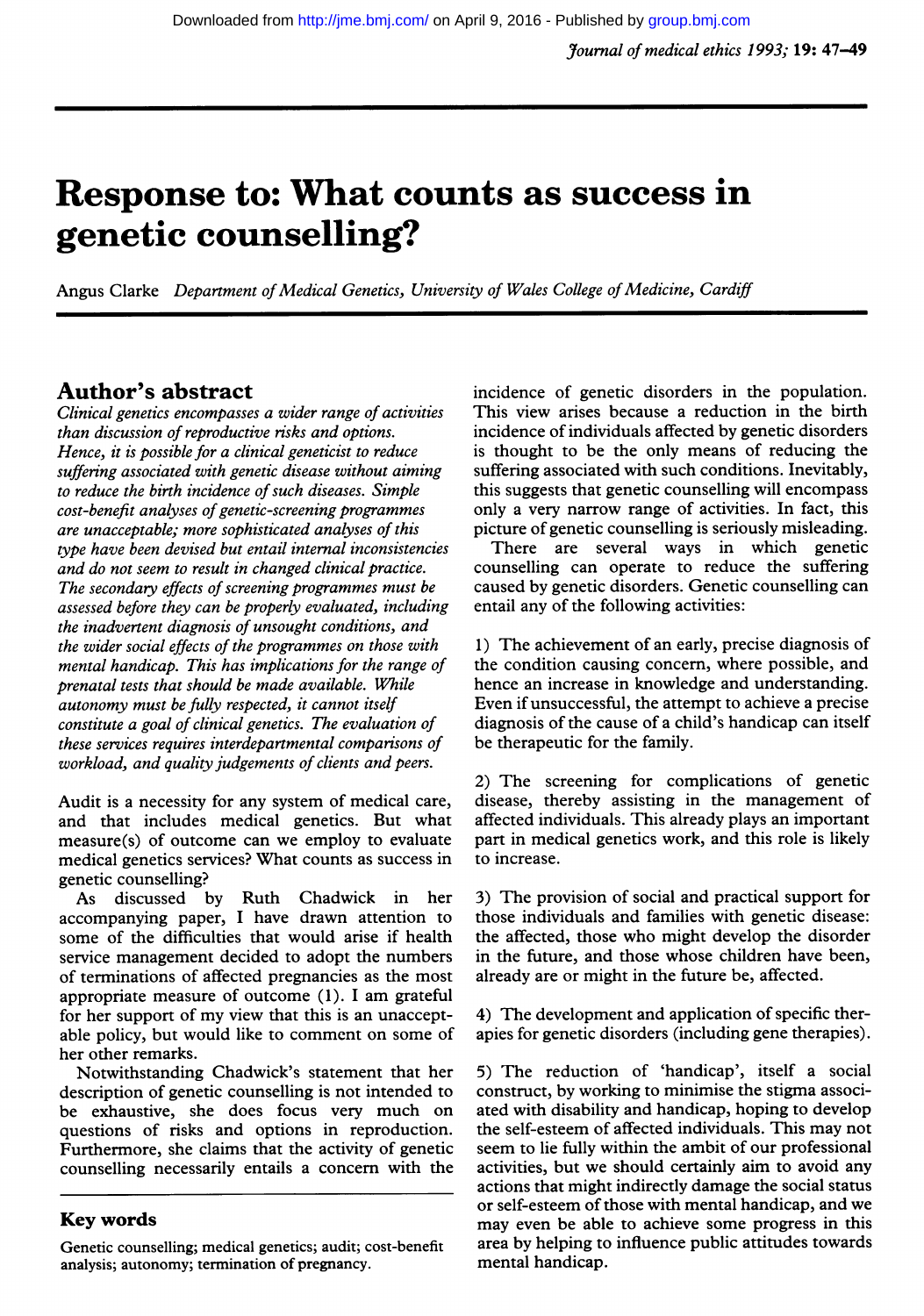# Response to: What counts as success in genetic counselling?

Angus Clarke *Department of Medical Genetics, University of Wales College of Medicine, Cardiff*

## Author's abstract

*Clinical genetics encompasses a wider range of activities than discussion of reproductive risks and options. Hence, it is possible for a clinical geneticist to reduce suffering associated with genetic disease without aiming to reduce the birth incidence of such diseases. Simple cost-benefit analyses of genetic-screening programmes are unacceptable; more sophisticated analyses of this type have been devised but entail internal inconsistencies and do not seem to result in changed clinical practice. The secondary effects of screening programmes must be assessed before they can be properly evaluated, including the inadvertent diagnosis of unsought conditions, and the wider social effects of the programmes on those with mental handicap. This has implications for the range of prenatal tests that should be made available. While autonomy must be fully respected, it cannot itself constitute a goal of clinical genetics. The evaluation of these services requires interdepartmental comparisons of workload, and quality judgements of clients and peers.*

Audit is a necessity for any system of medical care, and that includes medical genetics. But what measure(s) of outcome can we employ to evaluate medical genetics services? What counts as success in genetic counselling?

As discussed by Ruth Chadwick in her accompanying paper, I have drawn attention to some of the difficulties that would arise if health service management decided to adopt the numbers of terminations of affected pregnancies as the most appropriate measure of outcome (1). I am grateful for her support of my view that this is an unacceptable policy, but would like to comment on some of her other remarks.

Notwithstanding Chadwick's statement that her description of genetic counselling is not intended to be exhaustive, she does focus very much on questions of risks and options in reproduction. Furthermore, she claims that the activity of genetic counselling necessarily entails a concern with the incidence of genetic disorders in the population. This view arises because a reduction in the birth incidence of individuals affected by genetic disorders is thought to be the only means of reducing the suffering associated with such conditions. Inevitably, this suggests that genetic counselling will encompass only a very narrow range of activities. In fact, this picture of genetic counselling is seriously misleading.

There are several ways in which genetic counselling can operate to reduce the suffering caused by genetic disorders. Genetic counselling can entail any of the following activities:

1) The achievement of an early, precise diagnosis of the condition causing concern, where possible, and hence an increase in knowledge and understanding. Even if unsuccessful, the attempt to achieve a precise diagnosis of the cause of a child's handicap can itself be therapeutic for the family.

2) The screening for complications of genetic disease, thereby assisting in the management of affected individuals. This already plays an important part in medical genetics work, and this role is likely to increase.

3) The provision of social and practical support for those individuals and families with genetic disease: the affected, those who might develop the disorder in the future, and those whose children have been, already are or might in the future be, affected.

4) The development and application of specific therapies for genetic disorders (including gene therapies).

5) The reduction of 'handicap', itself a social construct, by working to minimise the stigma associated with disability and handicap, hoping to develop the self-esteem of affected individuals. This may not seem to lie fully within the ambit of our professional activities, but we should certainly aim to avoid any actions that might indirectly damage the social status or self-esteem of those with mental handicap, and we may even be able to achieve some progress in this area by helping to influence public attitudes towards mental handicap.

### Key words

Genetic counselling; medical genetics; audit; cost-benefit analysis; autonomy; termination of pregnancy.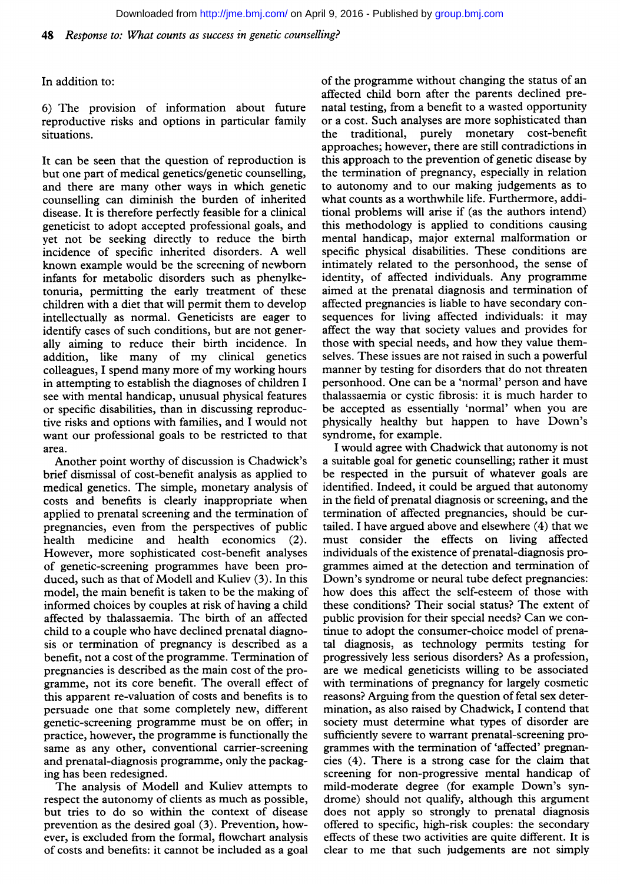In addition to:

6) The provision of information about future reproductive risks and options in particular family situations.

It can be seen that the question of reproduction is but one part of medical genetics/genetic counselling, and there are many other ways in which genetic counselling can diminish the burden of inherited disease. It is therefore perfectly feasible for a clinical geneticist to adopt accepted professional goals, and yet not be seeking directly to reduce the birth incidence of specific inherited disorders. A well known example would be the screening of newborn infants for metabolic disorders such as phenylketonuria, permitting the early treatment of these children with a diet that will permit them to develop intellectually as normal. Geneticists are eager to identify cases of such conditions, but are not generally aiming to reduce their birth incidence. In addition, like many of my clinical genetics colleagues, I spend many more of my working hours in attempting to establish the diagnoses of children I see with mental handicap, unusual physical features or specific disabilities, than in discussing reproductive risks and options with families, and I would not want our professional goals to be restricted to that area.

Another point worthy of discussion is Chadwick's brief dismissal of cost-benefit analysis as applied to medical genetics. The simple, monetary analysis of costs and benefits is clearly inappropriate when applied to prenatal screening and the termination of pregnancies, even from the perspectives of public health medicine and health economics (2). However, more sophisticated cost-benefit analyses of genetic-screening programmes have been produced, such as that of Modell and Kuliev (3). In this model, the main benefit is taken to be the making of informed choices by couples at risk of having a child affected by thalassaemia. The birth of an affected child to a couple who have declined prenatal diagnosis or termination of pregnancy is described as a benefit, not a cost of the programme. Termination of pregnancies is described as the main cost of the programme, not its core benefit. The overall effect of this apparent re-valuation of costs and benefits is to persuade one that some completely new, different genetic-screening programme must be on offer; in practice, however, the programme is functionally the same as any other, conventional carrier-screening and prenatal-diagnosis programme, only the packaging has been redesigned.

The analysis of Modell and Kuliev attempts to respect the autonomy of clients as much as possible, but tries to do so within the context of disease prevention as the desired goal (3). Prevention, however, is excluded from the formal, flowchart analysis of costs and benefits: it cannot be included as a goal of the programme without changing the status of an affected child born after the parents declined prenatal testing, from a benefit to a wasted opportunity or a cost. Such analyses are more sophisticated than the traditional, purely monetary cost-benefit approaches; however, there are still contradictions in this approach to the prevention of genetic disease by the termination of pregnancy, especially in relation to autonomy and to our making judgements as to what counts as a worthwhile life. Furthermore, additional problems will arise if (as the authors intend) this methodology is applied to conditions causing mental handicap, major external malformation or specific physical disabilities. These conditions are intimately related to the personhood, the sense of identity, of affected individuals. Any programme aimed at the prenatal diagnosis and termination of affected pregnancies is liable to have secondary consequences for living affected individuals: it may affect the way that society values and provides for those with special needs, and how they value themselves. These issues are not raised in such a powerful manner by testing for disorders that do not threaten personhood. One can be a 'normal' person and have thalassaemia or cystic fibrosis: it is much harder to be accepted as essentially 'normal' when you are physically healthy but happen to have Down's syndrome, for example.

I would agree with Chadwick that autonomy is not a suitable goal for genetic counselling; rather it must be respected in the pursuit of whatever goals are identified. Indeed, it could be argued that autonomy in the field of prenatal diagnosis or screening, and the termination of affected pregnancies, should be curtailed. I have argued above and elsewhere (4) that we must consider the effects on living affected individuals of the existence of prenatal-diagnosis programmes aimed at the detection and termination of Down's syndrome or neural tube defect pregnancies: how does this affect the self-esteem of those with these conditions? Their social status? The extent of public provision for their special needs? Can we continue to adopt the consumer-choice model of prenatal diagnosis, as technology permits testing for progressively less serious disorders? As a profession, are we medical geneticists willing to be associated with terminations of pregnancy for largely cosmetic reasons? Arguing from the question of fetal sex determination, as also raised by Chadwick, I contend that society must determine what types of disorder are sufficiently severe to warrant prenatal-screening programmes with the termination of 'affected' pregnancies (4). There is a strong case for the claim that screening for non-progressive mental handicap of mild-moderate degree (for example Down's syndrome) should not qualify, although this argument does not apply so strongly to prenatal diagnosis offered to specific, high-risk couples: the secondary effects of these two activities are quite different. It is clear to me that such judgements are not simply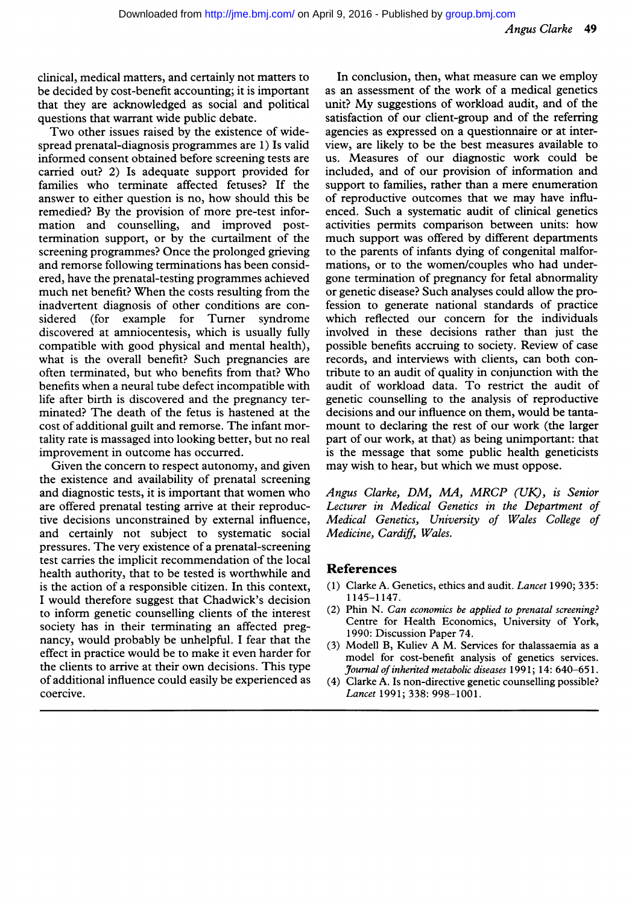clinical, medical matters, and certainly not matters to be decided by cost-benefit accounting; it is important that they are acknowledged as social and political questions that warrant wide public debate.

Two other issues raised by the existence of widespread prenatal-diagnosis programmes are 1) Is valid informed consent obtained before screening tests are carried out? 2) Is adequate support provided for families who terminate affected fetuses? If the answer to either question is no, how should this be remedied? By the provision of more pre-test information and counselling, and improved post-termination support, or by the curtailment of the screening programmes? Once the prolonged grieving and remorse following terminations has been considered, have the prenatal-testing programmes achieved much net benefit? When the costs resulting from the inadvertent diagnosis of other conditions are considered (for example for Turner syndrome discovered at amniocentesis, which is usually fully compatible with good physical and mental health), what is the overall benefit? Such pregnancies are often terminated, but who benefits from that? Who benefits when a neural tube defect incompatible with life after birth is discovered and the pregnancy terminated? The death of the fetus is hastened at the cost of additional guilt and remorse. The infant mortality rate is massaged into looking better, but no real improvement in outcome has occurred.

Given the concern to respect autonomy, and given the existence and availability of prenatal screening and diagnostic tests, it is important that women who are offered prenatal testing arrive at their reproductive decisions unconstrained by external influence, and certainly not subject to systematic social pressures. The very existence of a prenatal-screening test carries the implicit recommendation of the local health authority, that to be tested is worthwhile and is the action of a responsible citizen. In this context, I would therefore suggest that Chadwick's decision to inform genetic counselling clients of the interest society has in their terminating an affected pregnancy, would probably be unhelpful. I fear that the effect in practice would be to make it even harder for the clients to arrive at their own decisions. This type of additional influence could easily be experienced as coercive.

In conclusion, then, what measure can we employ as an assessment of the work of a medical genetics unit? My suggestions of workload audit, and of the satisfaction of our client-group and of the referring agencies as expressed on a questionnaire or at interview, are likely to be the best measures available to us. Measures of our diagnostic work could be included, and of our provision of information and support to families, rather than a mere enumeration of reproductive outcomes that we may have influenced. Such a systematic audit of clinical genetics activities permits comparison between units: how much support was offered by different departments to the parents of infants dying of congenital malformations, or to the women/couples who had undergone termination of pregnancy for fetal abnormality or genetic disease? Such analyses could allow the profession to generate national standards of practice which reflected our concern for the individuals involved in these decisions rather than just the possible benefits accruing to society. Review of case records, and interviews with clients, can both contribute to an audit of quality in conjunction with the audit of workload data. To restrict the audit of genetic counselling to the analysis of reproductive decisions and our influence on them, would be tantamount to declaring the rest of our work (the larger part of our work, at that) as being unimportant: that is the message that some public health geneticists may wish to hear, but which we must oppose.

*Angus Clarke, DM, MA, MRCP (UK), is Senior Lecturer in Medical Genetics in the Department of Medical Genetics, University of Wales College of Medicine, Cardiff, Wales.*

## References

(1) Clarke A. Genetics, ethics and audit. *Lancet* 1990; 335: 1145–1147.

(2) Phin N. *Can economics be applied to prenatal screening?* Centre for Health Economics, University of York, 1990: Discussion Paper 74.

(3) Modell B, Kuliev A M. Services for thalassaemia as a model for cost-benefit analysis of genetics services. *Journal of inherited metabolic diseases* 1991; 14: 640–651.

(4) Clarke A. Is non-directive genetic counselling possible? *Lancet* 1991; 338: 998–1001.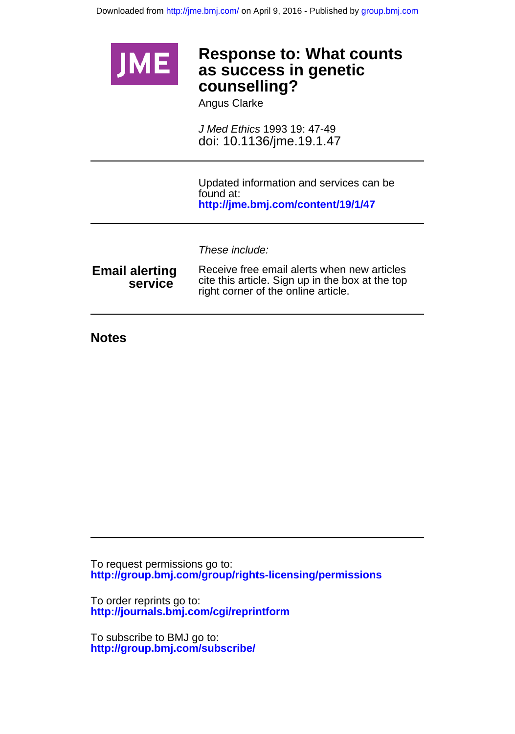Downloaded from http://jme.bmj.com/ on April 9, 2016 - Published by group.bmj.com

JME

# Response to: What counts as success in genetic counselling?

Angus Clarke

*J Med Ethics* 1993 19: 47-49
doi: 10.1136/jme.19.1.47

Updated information and services can be found at:
**http://jme.bmj.com/content/19/1/47**

*These include:*

**Email alerting service**

Receive free email alerts when new articles cite this article. Sign up in the box at the top right corner of the online article.

## Notes

To request permissions go to:
**http://group.bmj.com/group/rights-licensing/permissions**

To order reprints go to:
**http://journals.bmj.com/cgi/reprintform**

To subscribe to BMJ go to:
**http://group.bmj.com/subscribe/**